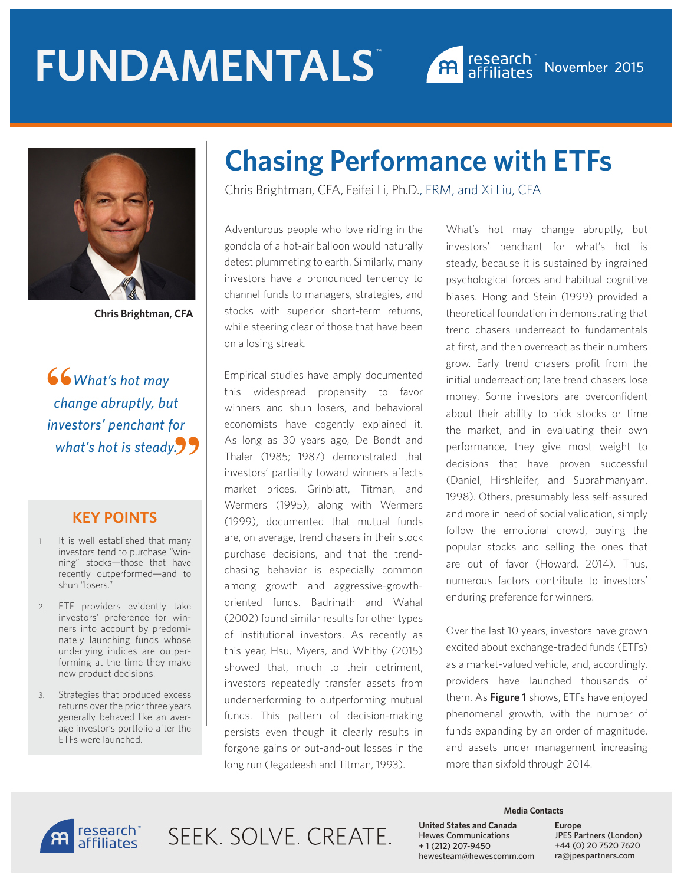# FUNDAMENTALS

November 2015

# Chasing Performance with ETFs

Chris Brightman, CFA, Feifei Li, Ph.D., FRM, and Xi Liu, CFA

Chris Brightman, CFA

> *What's hot may change abruptly, but investors' penchant for what's hot is steady.*

## KEY POINTS

1. It is well established that many investors tend to purchase "winning" stocks—those that have recently outperformed—and to shun "losers."
2. ETF providers evidently take investors' preference for winners into account by predominately launching funds whose underlying indices are outperforming at the time they make new product decisions.
3. Strategies that produced excess returns over the prior three years generally behaved like an average investor's portfolio after the ETFs were launched.

Adventurous people who love riding in the gondola of a hot-air balloon would naturally detest plummeting to earth. Similarly, many investors have a pronounced tendency to channel funds to managers, strategies, and stocks with superior short-term returns, while steering clear of those that have been on a losing streak.

Empirical studies have amply documented this widespread propensity to favor winners and shun losers, and behavioral economists have cogently explained it. As long as 30 years ago, De Bondt and Thaler (1985; 1987) demonstrated that investors' partiality toward winners affects market prices. Grinblatt, Titman, and Wermers (1995), along with Wermers (1999), documented that mutual funds are, on average, trend chasers in their stock purchase decisions, and that the trend-chasing behavior is especially common among growth and aggressive-growth-oriented funds. Badrinath and Wahal (2002) found similar results for other types of institutional investors. As recently as this year, Hsu, Myers, and Whitby (2015) showed that, much to their detriment, investors repeatedly transfer assets from underperforming to outperforming mutual funds. This pattern of decision-making persists even though it clearly results in forgone gains or out-and-out losses in the long run (Jegadeesh and Titman, 1993).

What's hot may change abruptly, but investors' penchant for what's hot is steady, because it is sustained by ingrained psychological forces and habitual cognitive biases. Hong and Stein (1999) provided a theoretical foundation in demonstrating that trend chasers underreact to fundamentals at first, and then overreact as their numbers grow. Early trend chasers profit from the initial underreaction; late trend chasers lose money. Some investors are overconfident about their ability to pick stocks or time the market, and in evaluating their own performance, they give most weight to decisions that have proven successful (Daniel, Hirshleifer, and Subrahmanyam, 1998). Others, presumably less self-assured and more in need of social validation, simply follow the emotional crowd, buying the popular stocks and selling the ones that are out of favor (Howard, 2014). Thus, numerous factors contribute to investors' enduring preference for winners.

Over the last 10 years, investors have grown excited about exchange-traded funds (ETFs) as a market-valued vehicle, and, accordingly, providers have launched thousands of them. As **Figure 1** shows, ETFs have enjoyed phenomenal growth, with the number of funds expanding by an order of magnitude, and assets under management increasing more than sixfold through 2014.

SEEK. SOLVE. CREATE.

**Media Contacts**

**United States and Canada**
Hewes Communications
+ 1 (212) 207-9450
hewesteam@hewescomm.com

**Europe**
JPES Partners (London)
+44 (0) 20 7520 7620
ra@jpespartners.com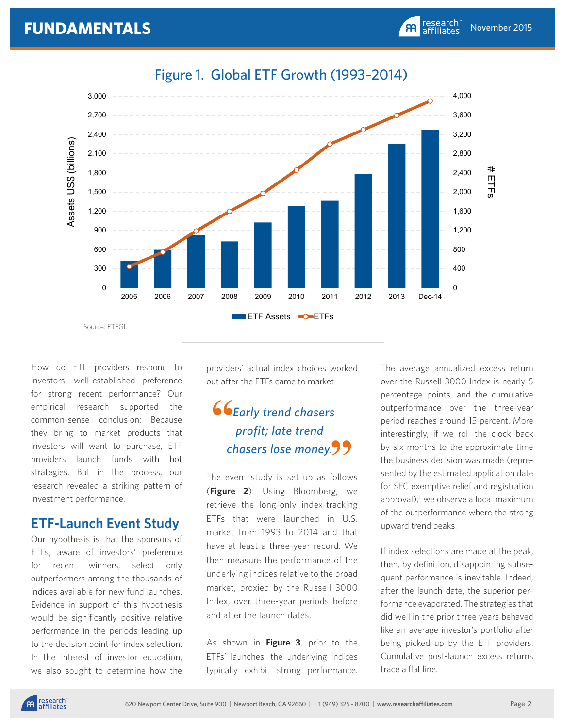## Figure 1. Global ETF Growth (1993–2014)

Source: ETFGI.

How do ETF providers respond to investors' well-established preference for strong recent performance? Our empirical research supported the common-sense conclusion: Because they bring to market products that investors will want to purchase, ETF providers launch funds with hot strategies. But in the process, our research revealed a striking pattern of investment performance.

## ETF-Launch Event Study

Our hypothesis is that the sponsors of ETFs, aware of investors' preference for recent winners, select only outperformers among the thousands of indices available for new fund launches. Evidence in support of this hypothesis would be significantly positive relative performance in the periods leading up to the decision point for index selection. In the interest of investor education, we also sought to determine how the providers' actual index choices worked out after the ETFs came to market.

> *"Early trend chasers profit; late trend chasers lose money."*

The event study is set up as follows (**Figure 2**): Using Bloomberg, we retrieve the long-only index-tracking ETFs that were launched in U.S. market from 1993 to 2014 and that have at least a three-year record. We then measure the performance of the underlying indices relative to the broad market, proxied by the Russell 3000 Index, over three-year periods before and after the launch dates.

As shown in **Figure 3**, prior to the ETFs' launches, the underlying indices typically exhibit strong performance. The average annualized excess return over the Russell 3000 Index is nearly 5 percentage points, and the cumulative outperformance over the three-year period reaches around 15 percent. More interestingly, if we roll the clock back by six months to the approximate time the business decision was made (represented by the estimated application date for SEC exemptive relief and registration approval),[1] we observe a local maximum of the outperformance where the strong upward trend peaks.

If index selections are made at the peak, then, by definition, disappointing subsequent performance is inevitable. Indeed, after the launch date, the superior performance evaporated. The strategies that did well in the prior three years behaved like an average investor's portfolio after being picked up by the ETF providers. Cumulative post-launch excess returns trace a flat line.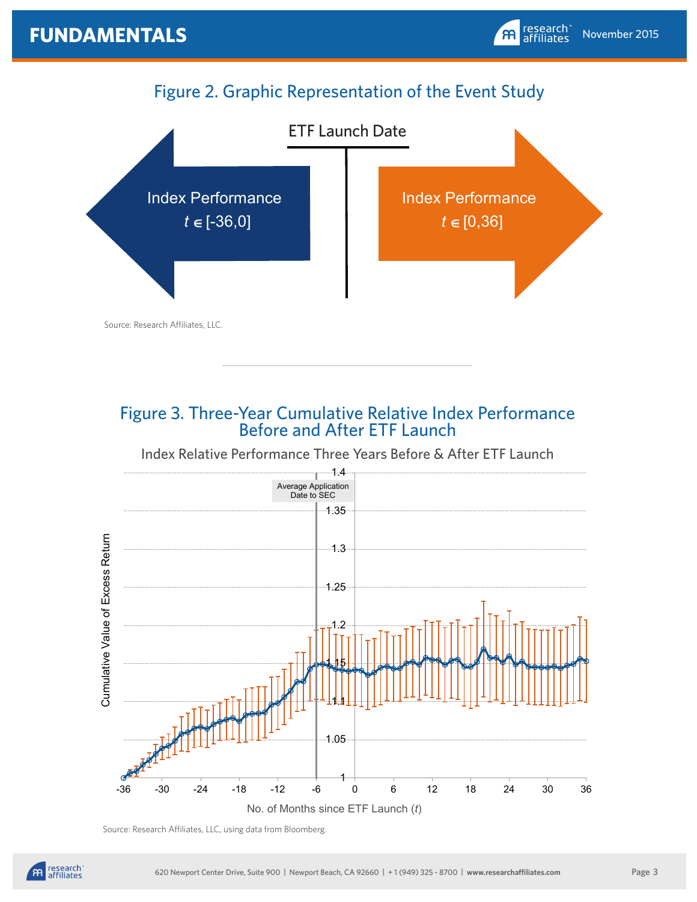## Figure 2. Graphic Representation of the Event Study

ETF Launch Date

Index Performance $t \in [-36,0]$

Index Performance $t \in [0,36]$

Source: Research Affiliates, LLC.

## Figure 3. Three-Year Cumulative Relative Index Performance Before and After ETF Launch

Index Relative Performance Three Years Before & After ETF Launch

Average Application Date to SEC

Cumulative Value of Excess Return

No. of Months since ETF Launch ($t$)

Source: Research Affiliates, LLC, using data from Bloomberg.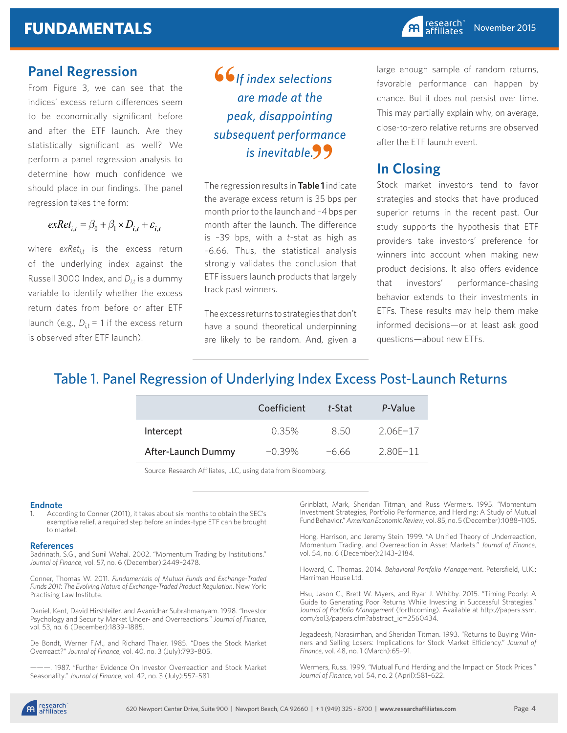## Panel Regression

From Figure 3, we can see that the indices' excess return differences seem to be economically significant before and after the ETF launch. Are they statistically significant as well? We perform a panel regression analysis to determine how much confidence we should place in our findings. The panel regression takes the form:

$$exRet_{i,t} = \beta_0 + \beta_1 \times D_{i,t} + \varepsilon_{i,t}$$

where $exRet_{i,t}$ is the excess return of the underlying index against the Russell 3000 Index, and $D_{i,t}$ is a dummy variable to identify whether the excess return dates from before or after ETF launch (e.g., $D_{i,t} = 1$ if the excess return is observed after ETF launch).

> *If index selections are made at the peak, disappointing subsequent performance is inevitable.*

The regression results in **Table 1** indicate the average excess return is 35 bps per month prior to the launch and –4 bps per month after the launch. The difference is –39 bps, with a *t*-stat as high as –6.66. Thus, the statistical analysis strongly validates the conclusion that ETF issuers launch products that largely track past winners.

The excess returns to strategies that don't have a sound theoretical underpinning are likely to be random. And, given a large enough sample of random returns, favorable performance can happen by chance. But it does not persist over time. This may partially explain why, on average, close-to-zero relative returns are observed after the ETF launch event.

## In Closing

Stock market investors tend to favor strategies and stocks that have produced superior returns in the recent past. Our study supports the hypothesis that ETF providers take investors' preference for winners into account when making new product decisions. It also offers evidence that investors' performance-chasing behavior extends to their investments in ETFs. These results may help them make informed decisions—or at least ask good questions—about new ETFs.

## Table 1. Panel Regression of Underlying Index Excess Post-Launch Returns

| | Coefficient | *t*-Stat | *P*-Value |
|---|---|---|---|
| Intercept | 0.35% | 8.50 | 2.06E−17 |
| After-Launch Dummy | −0.39% | −6.66 | 2.80E−11 |

Source: Research Affiliates, LLC, using data from Bloomberg.

### Endnote

1. According to Conner (2011), it takes about six months to obtain the SEC's exemptive relief, a required step before an index-type ETF can be brought to market.

### References

Badrinath, S.G., and Sunil Wahal. 2002. "Momentum Trading by Institutions." *Journal of Finance*, vol. 57, no. 6 (December):2449–2478.

Conner, Thomas W. 2011. *Fundamentals of Mutual Funds and Exchange-Traded Funds 2011: The Evolving Nature of Exchange-Traded Product Regulation*. New York: Practising Law Institute.

Daniel, Kent, David Hirshleifer, and Avanidhar Subrahmanyam. 1998. "Investor Psychology and Security Market Under- and Overreactions." *Journal of Finance*, vol. 53, no. 6 (December):1839–1885.

De Bondt, Werner F.M., and Richard Thaler. 1985. "Does the Stock Market Overreact?" *Journal of Finance*, vol. 40, no. 3 (July):793–805.

———. 1987. "Further Evidence On Investor Overreaction and Stock Market Seasonality." *Journal of Finance*, vol. 42, no. 3 (July):557–581.

Grinblatt, Mark, Sheridan Titman, and Russ Wermers. 1995. "Momentum Investment Strategies, Portfolio Performance, and Herding: A Study of Mutual Fund Behavior." *American Economic Review*, vol. 85, no. 5 (December):1088–1105.

Hong, Harrison, and Jeremy Stein. 1999. "A Unified Theory of Underreaction, Momentum Trading, and Overreaction in Asset Markets." *Journal of Finance*, vol. 54, no. 6 (December):2143–2184.

Howard, C. Thomas. 2014. *Behavioral Portfolio Management*. Petersfield, U.K.: Harriman House Ltd.

Hsu, Jason C., Brett W. Myers, and Ryan J. Whitby. 2015. "Timing Poorly: A Guide to Generating Poor Returns While Investing in Successful Strategies." *Journal of Portfolio Management* (forthcoming). Available at http://papers.ssrn.com/sol3/papers.cfm?abstract_id=2560434.

Jegadeesh, Narasimhan, and Sheridan Titman. 1993. "Returns to Buying Winners and Selling Losers: Implications for Stock Market Efficiency." *Journal of Finance*, vol. 48, no. 1 (March):65–91.

Wermers, Russ. 1999. "Mutual Fund Herding and the Impact on Stock Prices." *Journal of Finance*, vol. 54, no. 2 (April):581–622.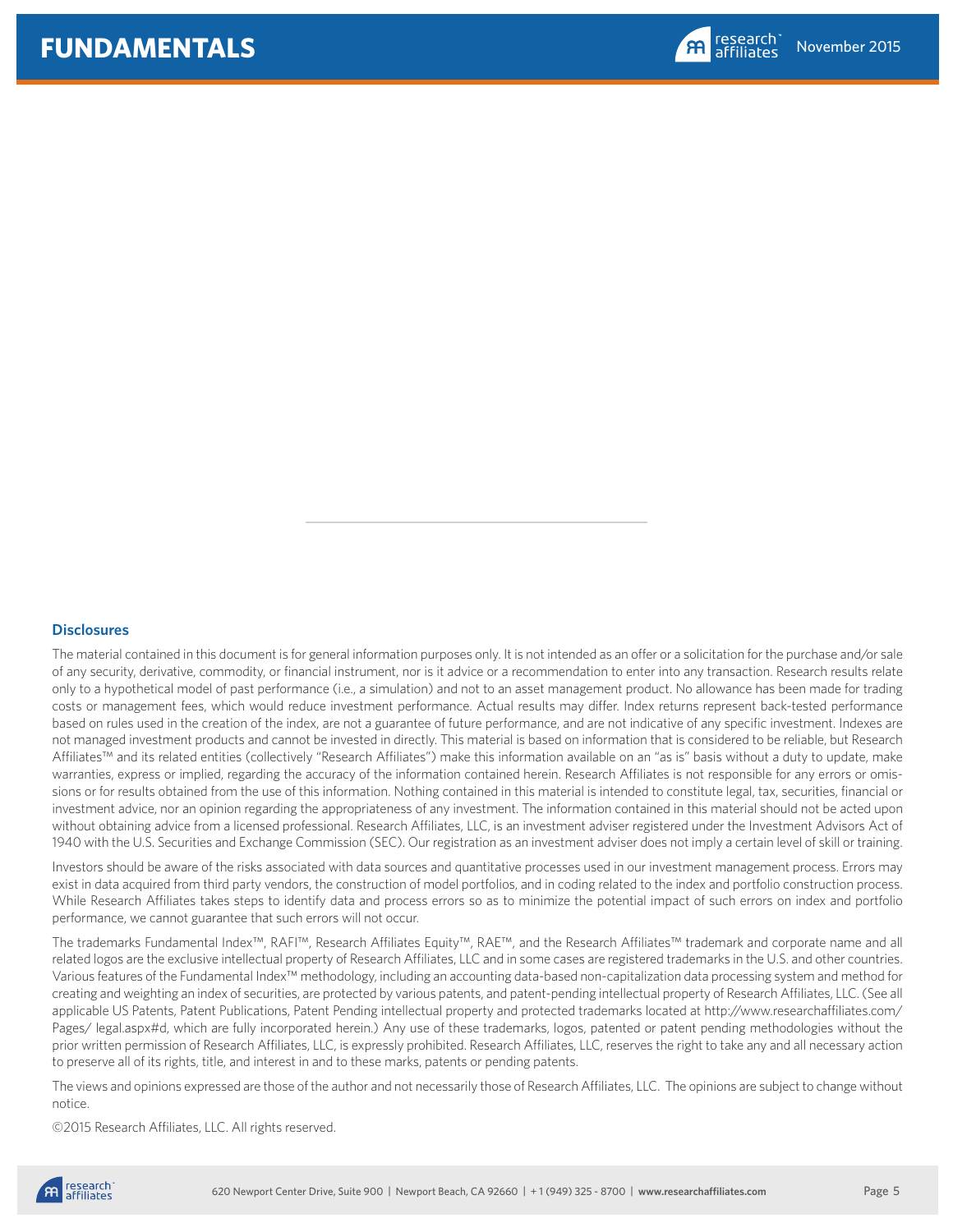## Disclosures

The material contained in this document is for general information purposes only. It is not intended as an offer or a solicitation for the purchase and/or sale of any security, derivative, commodity, or financial instrument, nor is it advice or a recommendation to enter into any transaction. Research results relate only to a hypothetical model of past performance (i.e., a simulation) and not to an asset management product. No allowance has been made for trading costs or management fees, which would reduce investment performance. Actual results may differ. Index returns represent back-tested performance based on rules used in the creation of the index, are not a guarantee of future performance, and are not indicative of any specific investment. Indexes are not managed investment products and cannot be invested in directly. This material is based on information that is considered to be reliable, but Research Affiliates™ and its related entities (collectively "Research Affiliates") make this information available on an "as is" basis without a duty to update, make warranties, express or implied, regarding the accuracy of the information contained herein. Research Affiliates is not responsible for any errors or omissions or for results obtained from the use of this information. Nothing contained in this material is intended to constitute legal, tax, securities, financial or investment advice, nor an opinion regarding the appropriateness of any investment. The information contained in this material should not be acted upon without obtaining advice from a licensed professional. Research Affiliates, LLC, is an investment adviser registered under the Investment Advisors Act of 1940 with the U.S. Securities and Exchange Commission (SEC). Our registration as an investment adviser does not imply a certain level of skill or training.

Investors should be aware of the risks associated with data sources and quantitative processes used in our investment management process. Errors may exist in data acquired from third party vendors, the construction of model portfolios, and in coding related to the index and portfolio construction process. While Research Affiliates takes steps to identify data and process errors so as to minimize the potential impact of such errors on index and portfolio performance, we cannot guarantee that such errors will not occur.

The trademarks Fundamental Index™, RAFI™, Research Affiliates Equity™, RAE™, and the Research Affiliates™ trademark and corporate name and all related logos are the exclusive intellectual property of Research Affiliates, LLC and in some cases are registered trademarks in the U.S. and other countries. Various features of the Fundamental Index™ methodology, including an accounting data-based non-capitalization data processing system and method for creating and weighting an index of securities, are protected by various patents, and patent-pending intellectual property of Research Affiliates, LLC. (See all applicable US Patents, Patent Publications, Patent Pending intellectual property and protected trademarks located at http://www.researchaffiliates.com/Pages/ legal.aspx#d, which are fully incorporated herein.) Any use of these trademarks, logos, patented or patent pending methodologies without the prior written permission of Research Affiliates, LLC, is expressly prohibited. Research Affiliates, LLC, reserves the right to take any and all necessary action to preserve all of its rights, title, and interest in and to these marks, patents or pending patents.

The views and opinions expressed are those of the author and not necessarily those of Research Affiliates, LLC. The opinions are subject to change without notice.

©2015 Research Affiliates, LLC. All rights reserved.